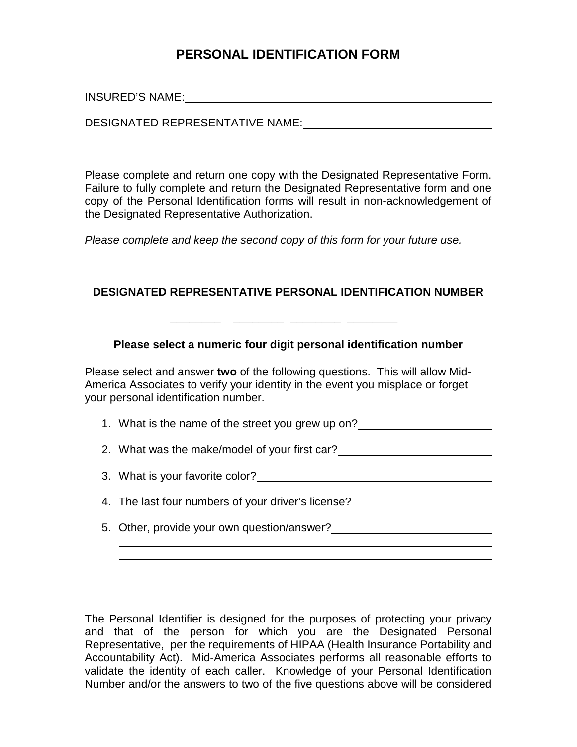# PERSONAL IDENTIFICATION FORM

INSURED'S NAME: ____________________________________________

DESIGNATED REPRESENTATIVE NAME: ____________________________

Please complete and return one copy with the Designated Representative Form. Failure to fully complete and return the Designated Representative form and one copy of the Personal Identification forms will result in non-acknowledgement of the Designated Representative Authorization.

*Please complete and keep the second copy of this form for your future use.*

## DESIGNATED REPRESENTATIVE PERSONAL IDENTIFICATION NUMBER

_______ _______ _______ _______

**Please select a numeric four digit personal identification number**

Please select and answer **two** of the following questions. This will allow Mid-America Associates to verify your identity in the event you misplace or forget your personal identification number.

1. What is the name of the street you grew up on? ____________________
2. What was the make/model of your first car? ____________________
3. What is your favorite color? ____________________
4. The last four numbers of your driver's license? ____________________
5. Other, provide your own question/answer? ____________________

   ____________________________________________

   ____________________________________________

The Personal Identifier is designed for the purposes of protecting your privacy and that of the person for which you are the Designated Personal Representative, per the requirements of HIPAA (Health Insurance Portability and Accountability Act). Mid-America Associates performs all reasonable efforts to validate the identity of each caller. Knowledge of your Personal Identification Number and/or the answers to two of the five questions above will be considered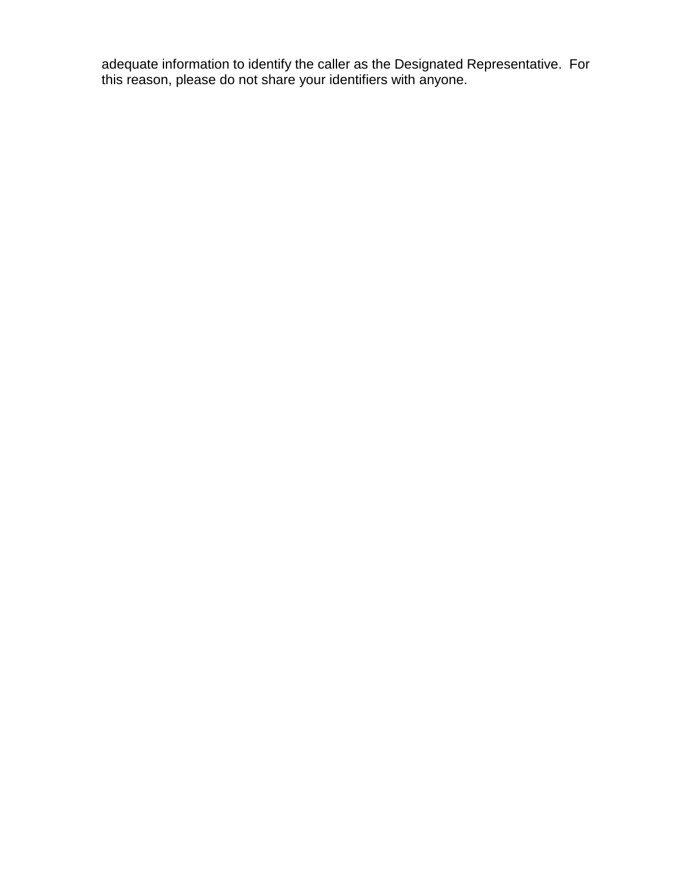adequate information to identify the caller as the Designated Representative. For this reason, please do not share your identifiers with anyone.